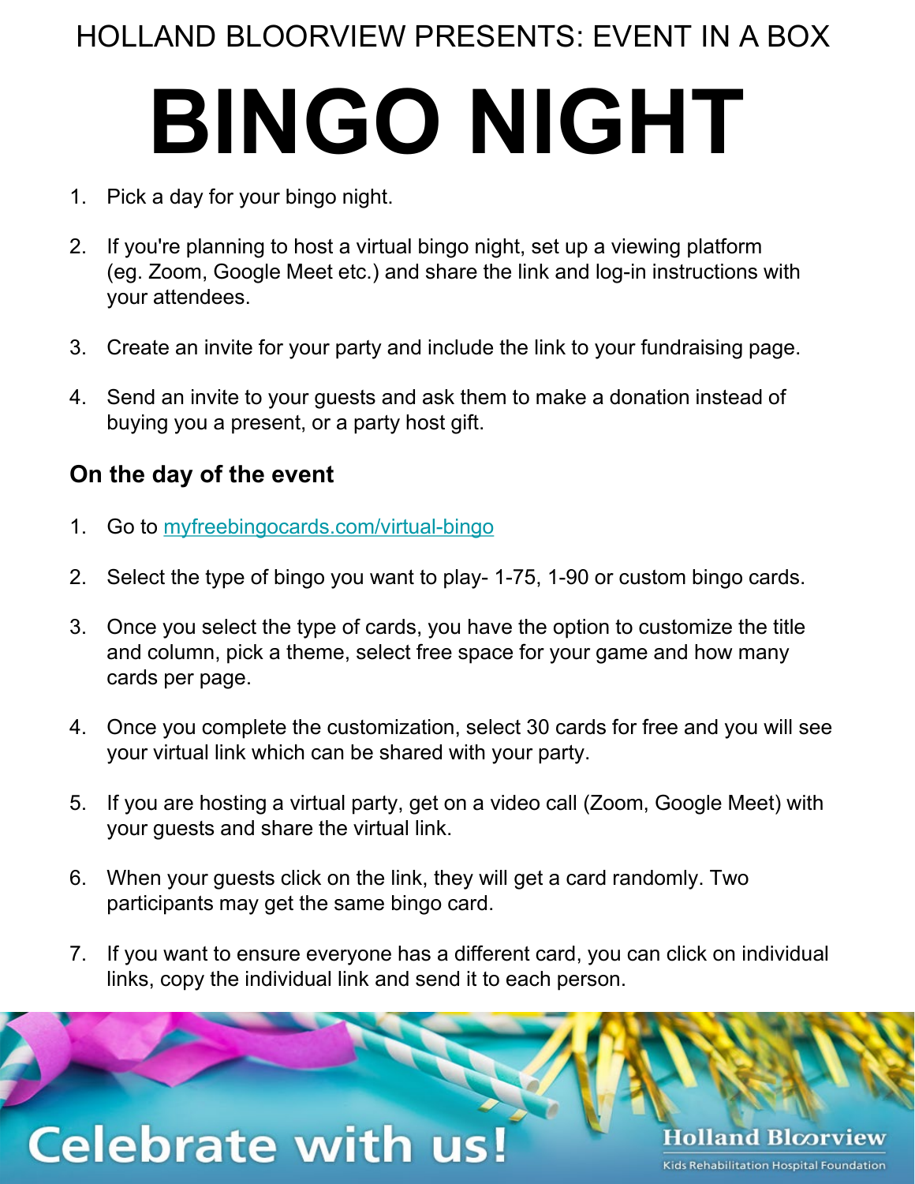HOLLAND BLOORVIEW PRESENTS: EVENT IN A BOX

# BINGO NIGHT

1. Pick a day for your bingo night.

2. If you're planning to host a virtual bingo night, set up a viewing platform (eg. Zoom, Google Meet etc.) and share the link and log-in instructions with your attendees.

3. Create an invite for your party and include the link to your fundraising page.

4. Send an invite to your guests and ask them to make a donation instead of buying you a present, or a party host gift.

### On the day of the event

1. Go to myfreebingocards.com/virtual-bingo

2. Select the type of bingo you want to play- 1-75, 1-90 or custom bingo cards.

3. Once you select the type of cards, you have the option to customize the title and column, pick a theme, select free space for your game and how many cards per page.

4. Once you complete the customization, select 30 cards for free and you will see your virtual link which can be shared with your party.

5. If you are hosting a virtual party, get on a video call (Zoom, Google Meet) with your guests and share the virtual link.

6. When your guests click on the link, they will get a card randomly. Two participants may get the same bingo card.

7. If you want to ensure everyone has a different card, you can click on individual links, copy the individual link and send it to each person.

Celebrate with us!

Holland Bloorview
Kids Rehabilitation Hospital Foundation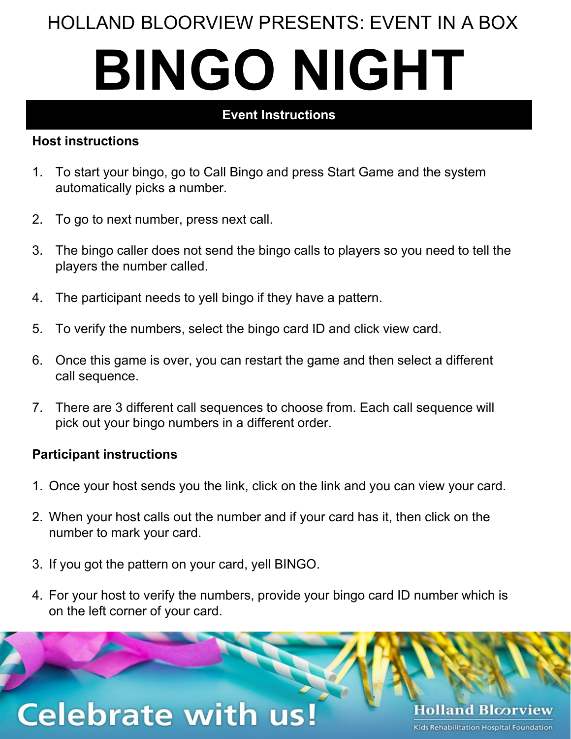HOLLAND BLOORVIEW PRESENTS: EVENT IN A BOX

# BINGO NIGHT

## Event Instructions

**Host instructions**

1. To start your bingo, go to Call Bingo and press Start Game and the system automatically picks a number.
2. To go to next number, press next call.
3. The bingo caller does not send the bingo calls to players so you need to tell the players the number called.
4. The participant needs to yell bingo if they have a pattern.
5. To verify the numbers, select the bingo card ID and click view card.
6. Once this game is over, you can restart the game and then select a different call sequence.
7. There are 3 different call sequences to choose from. Each call sequence will pick out your bingo numbers in a different order.

**Participant instructions**

1. Once your host sends you the link, click on the link and you can view your card.
2. When your host calls out the number and if your card has it, then click on the number to mark your card.
3. If you got the pattern on your card, yell BINGO.
4. For your host to verify the numbers, provide your bingo card ID number which is on the left corner of your card.

Celebrate with us!

Holland Bloorview
Kids Rehabilitation Hospital Foundation